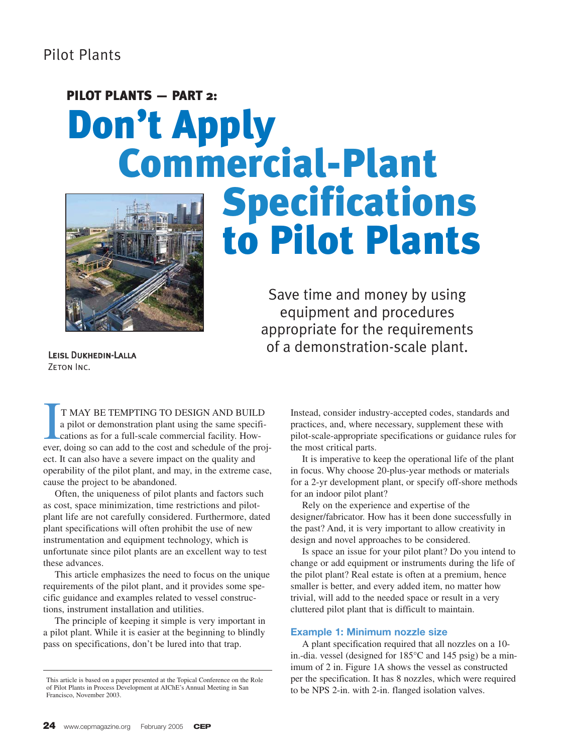## PILOT PLANTS — PART 2:

# Don't Apply Commercial-Plant Specifications to Pilot Plants

Save time and money by using equipment and procedures appropriate for the requirements of a demonstration-scale plant.

**Leisl Dukhedin-Lalla**
Zeton Inc.

IT MAY BE TEMPTING TO DESIGN AND BUILD a pilot or demonstration plant using the same specifications as for a full-scale commercial facility. However, doing so can add to the cost and schedule of the project. It can also have a severe impact on the quality and operability of the pilot plant, and may, in the extreme case, cause the project to be abandoned.

Often, the uniqueness of pilot plants and factors such as cost, space minimization, time restrictions and pilot-plant life are not carefully considered. Furthermore, dated plant specifications will often prohibit the use of new instrumentation and equipment technology, which is unfortunate since pilot plants are an excellent way to test these advances.

This article emphasizes the need to focus on the unique requirements of the pilot plant, and it provides some specific guidance and examples related to vessel constructions, instrument installation and utilities.

The principle of keeping it simple is very important in a pilot plant. While it is easier at the beginning to blindly pass on specifications, don't be lured into that trap.

Instead, consider industry-accepted codes, standards and practices, and, where necessary, supplement these with pilot-scale-appropriate specifications or guidance rules for the most critical parts.

It is imperative to keep the operational life of the plant in focus. Why choose 20-plus-year methods or materials for a 2-yr development plant, or specify off-shore methods for an indoor pilot plant?

Rely on the experience and expertise of the designer/fabricator. How has it been done successfully in the past? And, it is very important to allow creativity in design and novel approaches to be considered.

Is space an issue for your pilot plant? Do you intend to change or add equipment or instruments during the life of the pilot plant? Real estate is often at a premium, hence smaller is better, and every added item, no matter how trivial, will add to the needed space or result in a very cluttered pilot plant that is difficult to maintain.

### Example 1: Minimum nozzle size

A plant specification required that all nozzles on a 10-in.-dia. vessel (designed for 185°C and 145 psig) be a minimum of 2 in. Figure 1A shows the vessel as constructed per the specification. It has 8 nozzles, which were required to be NPS 2-in. with 2-in. flanged isolation valves.

---

This article is based on a paper presented at the Topical Conference on the Role of Pilot Plants in Process Development at AIChE's Annual Meeting in San Francisco, November 2003.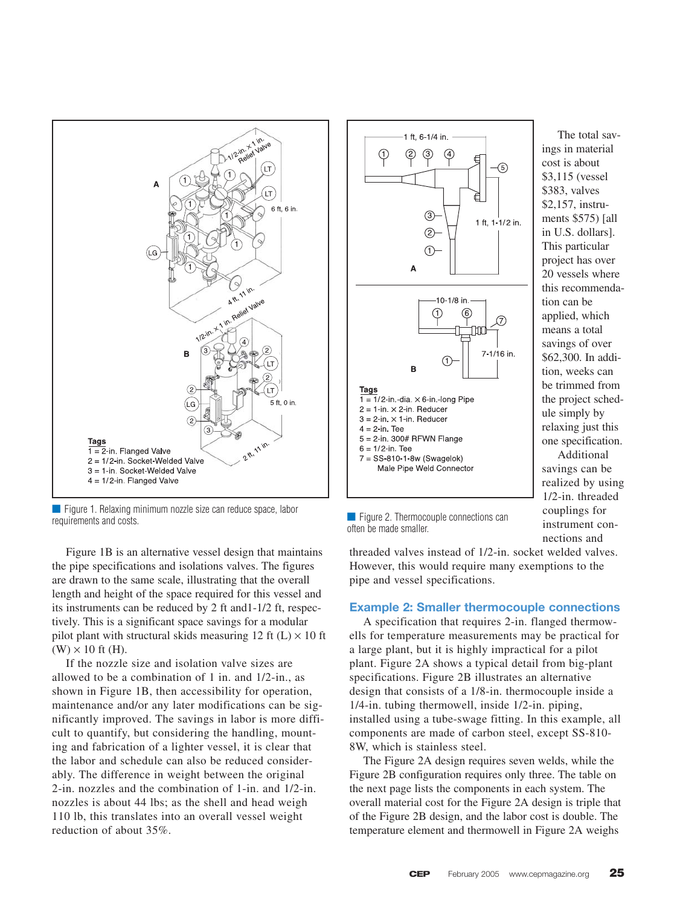Tags
1 = 2-in. Flanged Valve
2 = 1/2-in. Socket-Welded Valve
3 = 1-in. Socket-Welded Valve
4 = 1/2-in. Flanged Valve

Figure 1. Relaxing minimum nozzle size can reduce space, labor requirements and costs.

Tags
1 = 1/2-in.-dia. × 6-in.-long Pipe
2 = 1-in. × 2-in. Reducer
3 = 2-in. × 1-in. Reducer
4 = 2-in. Tee
5 = 2-in. 300# RFWN Flange
6 = 1/2-in. Tee
7 = SS-810-1-8w (Swagelok) Male Pipe Weld Connector

Figure 2. Thermocouple connections can often be made smaller.

Figure 1B is an alternative vessel design that maintains the pipe specifications and isolations valves. The figures are drawn to the same scale, illustrating that the overall length and height of the space required for this vessel and its instruments can be reduced by 2 ft and1-1/2 ft, respectively. This is a significant space savings for a modular pilot plant with structural skids measuring 12 ft (L) × 10 ft (W) × 10 ft (H).

If the nozzle size and isolation valve sizes are allowed to be a combination of 1 in. and 1/2-in., as shown in Figure 1B, then accessibility for operation, maintenance and/or any later modifications can be significantly improved. The savings in labor is more difficult to quantify, but considering the handling, mounting and fabrication of a lighter vessel, it is clear that the labor and schedule can also be reduced considerably. The difference in weight between the original 2-in. nozzles and the combination of 1-in. and 1/2-in. nozzles is about 44 lbs; as the shell and head weigh 110 lb, this translates into an overall vessel weight reduction of about 35%.

The total savings in material cost is about $3,115 (vessel $383, valves $2,157, instruments $575) [all in U.S. dollars]. This particular project has over 20 vessels where this recommendation can be applied, which means a total savings of over $62,300. In addition, weeks can be trimmed from the project schedule simply by relaxing just this one specification.

Additional savings can be realized by using 1/2-in. threaded couplings for instrument connections and threaded valves instead of 1/2-in. socket welded valves. However, this would require many exemptions to the pipe and vessel specifications.

## Example 2: Smaller thermocouple connections

A specification that requires 2-in. flanged thermowells for temperature measurements may be practical for a large plant, but it is highly impractical for a pilot plant. Figure 2A shows a typical detail from big-plant specifications. Figure 2B illustrates an alternative design that consists of a 1/8-in. thermocouple inside a 1/4-in. tubing thermowell, inside 1/2-in. piping, installed using a tube-swage fitting. In this example, all components are made of carbon steel, except SS-810-8W, which is stainless steel.

The Figure 2A design requires seven welds, while the Figure 2B configuration requires only three. The table on the next page lists the components in each system. The overall material cost for the Figure 2A design is triple that of the Figure 2B design, and the labor cost is double. The temperature element and thermowell in Figure 2A weighs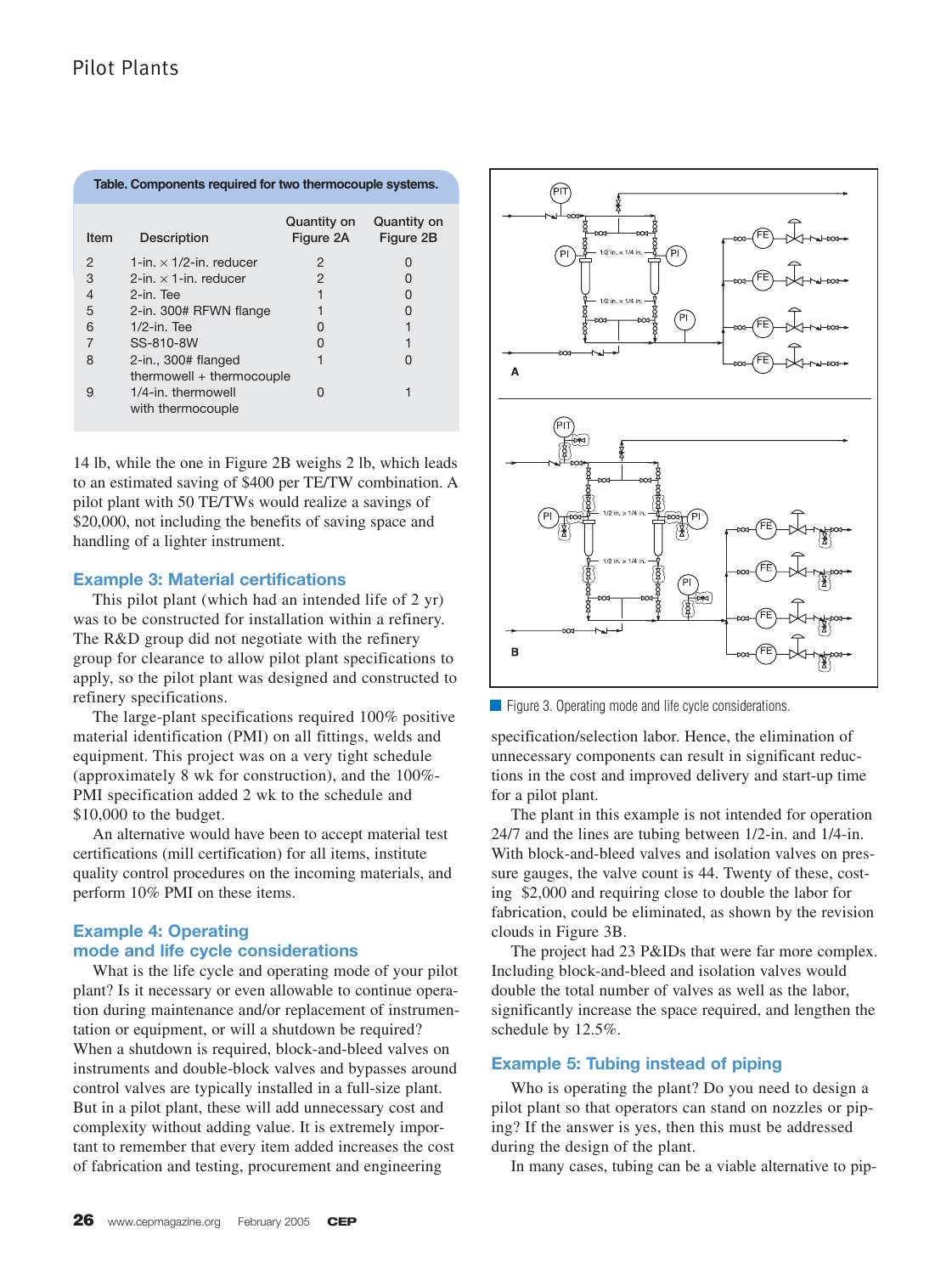**Table. Components required for two thermocouple systems.**

| Item | Description | Quantity on Figure 2A | Quantity on Figure 2B |
|---|---|---|---|
| 2 | 1-in. × 1/2-in. reducer | 2 | 0 |
| 3 | 2-in. × 1-in. reducer | 2 | 0 |
| 4 | 2-in. Tee | 1 | 0 |
| 5 | 2-in. 300# RFWN flange | 1 | 0 |
| 6 | 1/2-in. Tee | 0 | 1 |
| 7 | SS-810-8W | 0 | 1 |
| 8 | 2-in., 300# flanged thermowell + thermocouple | 1 | 0 |
| 9 | 1/4-in. thermowell with thermocouple | 0 | 1 |

14 lb, while the one in Figure 2B weighs 2 lb, which leads to an estimated saving of $400 per TE/TW combination. A pilot plant with 50 TE/TWs would realize a savings of $20,000, not including the benefits of saving space and handling of a lighter instrument.

### Example 3: Material certifications

This pilot plant (which had an intended life of 2 yr) was to be constructed for installation within a refinery. The R&D group did not negotiate with the refinery group for clearance to allow pilot plant specifications to apply, so the pilot plant was designed and constructed to refinery specifications.

The large-plant specifications required 100% positive material identification (PMI) on all fittings, welds and equipment. This project was on a very tight schedule (approximately 8 wk for construction), and the 100%-PMI specification added 2 wk to the schedule and $10,000 to the budget.

An alternative would have been to accept material test certifications (mill certification) for all items, institute quality control procedures on the incoming materials, and perform 10% PMI on these items.

### Example 4: Operating mode and life cycle considerations

What is the life cycle and operating mode of your pilot plant? Is it necessary or even allowable to continue operation during maintenance and/or replacement of instrumentation or equipment, or will a shutdown be required? When a shutdown is required, block-and-bleed valves on instruments and double-block valves and bypasses around control valves are typically installed in a full-size plant. But in a pilot plant, these will add unnecessary cost and complexity without adding value. It is extremely important to remember that every item added increases the cost of fabrication and testing, procurement and engineering specification/selection labor. Hence, the elimination of unnecessary components can result in significant reductions in the cost and improved delivery and start-up time for a pilot plant.

Figure 3. Operating mode and life cycle considerations.

The plant in this example is not intended for operation 24/7 and the lines are tubing between 1/2-in. and 1/4-in. With block-and-bleed valves and isolation valves on pressure gauges, the valve count is 44. Twenty of these, costing $2,000 and requiring close to double the labor for fabrication, could be eliminated, as shown by the revision clouds in Figure 3B.

The project had 23 P&IDs that were far more complex. Including block-and-bleed and isolation valves would double the total number of valves as well as the labor, significantly increase the space required, and lengthen the schedule by 12.5%.

### Example 5: Tubing instead of piping

Who is operating the plant? Do you need to design a pilot plant so that operators can stand on nozzles or piping? If the answer is yes, then this must be addressed during the design of the plant.

In many cases, tubing can be a viable alternative to pip-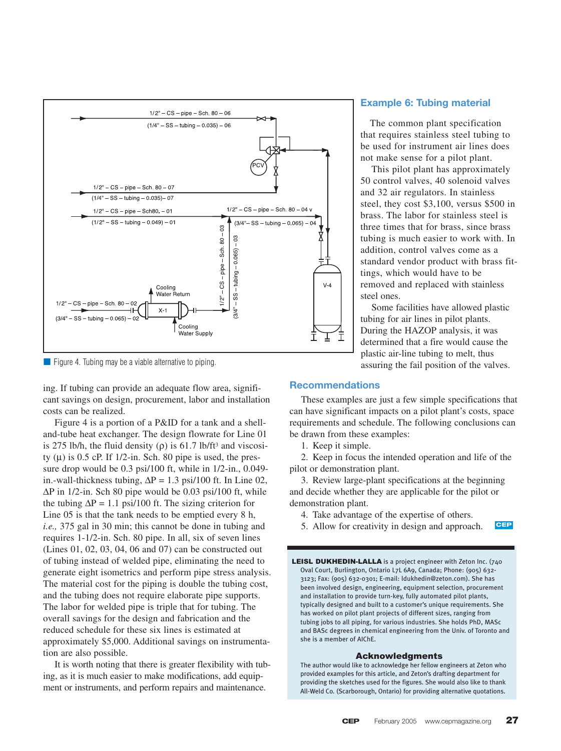1/2" – CS – pipe – Sch. 80 – 06

(1/4" – SS – tubing – 0.035) – 06

PCV

1/2" – CS – pipe – Sch. 80 – 07

(1/4" – SS – tubing – 0.035)– 07

1/2" – CS – pipe – Sch80. – 01

(1/2" – SS – tubing – 0.049) – 01

1/2" – CS – pipe – Sch. 80 – 04 v

(3/4"– SS – tubing – 0.065) – 04

1/2" – CS – pipe – Sch. 80 – 03

(3/4" – SS – tubing – 0.065) – 03

V-4

Cooling Water Return

1/2" – CS – pipe – Sch. 80 – 02

X-1

(3/4" – SS – tubing – 0.065) – 02

Cooling Water Supply

Figure 4. Tubing may be a viable alternative to piping.

ing. If tubing can provide an adequate flow area, significant savings on design, procurement, labor and installation costs can be realized.

Figure 4 is a portion of a P&ID for a tank and a shell-and-tube heat exchanger. The design flowrate for Line 01 is 275 lb/h, the fluid density ($\rho$) is 61.7 lb/ft$^3$ and viscosity ($\mu$) is 0.5 cP. If 1/2-in. Sch. 80 pipe is used, the pressure drop would be 0.3 psi/100 ft, while in 1/2-in., 0.049-in.-wall-thickness tubing, $\Delta P$ = 1.3 psi/100 ft. In Line 02, $\Delta P$ in 1/2-in. Sch 80 pipe would be 0.03 psi/100 ft, while the tubing $\Delta P$ = 1.1 psi/100 ft. The sizing criterion for Line 05 is that the tank needs to be emptied every 8 h, *i.e.,* 375 gal in 30 min; this cannot be done in tubing and requires 1-1/2-in. Sch. 80 pipe. In all, six of seven lines (Lines 01, 02, 03, 04, 06 and 07) can be constructed out of tubing instead of welded pipe, eliminating the need to generate eight isometrics and perform pipe stress analysis. The material cost for the piping is double the tubing cost, and the tubing does not require elaborate pipe supports. The labor for welded pipe is triple that for tubing. The overall savings for the design and fabrication and the reduced schedule for these six lines is estimated at approximately $5,000. Additional savings on instrumentation are also possible.

It is worth noting that there is greater flexibility with tubing, as it is much easier to make modifications, add equipment or instruments, and perform repairs and maintenance.

## Example 6: Tubing material

The common plant specification that requires stainless steel tubing to be used for instrument air lines does not make sense for a pilot plant.

This pilot plant has approximately 50 control valves, 40 solenoid valves and 32 air regulators. In stainless steel, they cost $3,100, versus $500 in brass. The labor for stainless steel is three times that for brass, since brass tubing is much easier to work with. In addition, control valves come as a standard vendor product with brass fittings, which would have to be removed and replaced with stainless steel ones.

Some facilities have allowed plastic tubing for air lines in pilot plants. During the HAZOP analysis, it was determined that a fire would cause the plastic air-line tubing to melt, thus assuring the fail position of the valves.

## Recommendations

These examples are just a few simple specifications that can have significant impacts on a pilot plant's costs, space requirements and schedule. The following conclusions can be drawn from these examples:

1. Keep it simple.
2. Keep in focus the intended operation and life of the pilot or demonstration plant.
3. Review large-plant specifications at the beginning and decide whether they are applicable for the pilot or demonstration plant.
4. Take advantage of the expertise of others.
5. Allow for creativity in design and approach. **CEP**

**LEISL DUKHEDIN-LALLA** is a project engineer with Zeton Inc. (740 Oval Court, Burlington, Ontario L7L 6A9, Canada; Phone: (905) 632-3123; Fax: (905) 632-0301; E-mail: ldukhedin@zeton.com). She has been involved design, engineering, equipment selection, procurement and installation to provide turn-key, fully automated pilot plants, typically designed and built to a customer's unique requirements. She has worked on pilot plant projects of different sizes, ranging from tubing jobs to all piping, for various industries. She holds PhD, MASc and BASc degrees in chemical engineering from the Univ. of Toronto and she is a member of AIChE.

### Acknowledgments

The author would like to acknowledge her fellow engineers at Zeton who provided examples for this article, and Zeton's drafting department for providing the sketches used for the figures. She would also like to thank All-Weld Co. (Scarborough, Ontario) for providing alternative quotations.